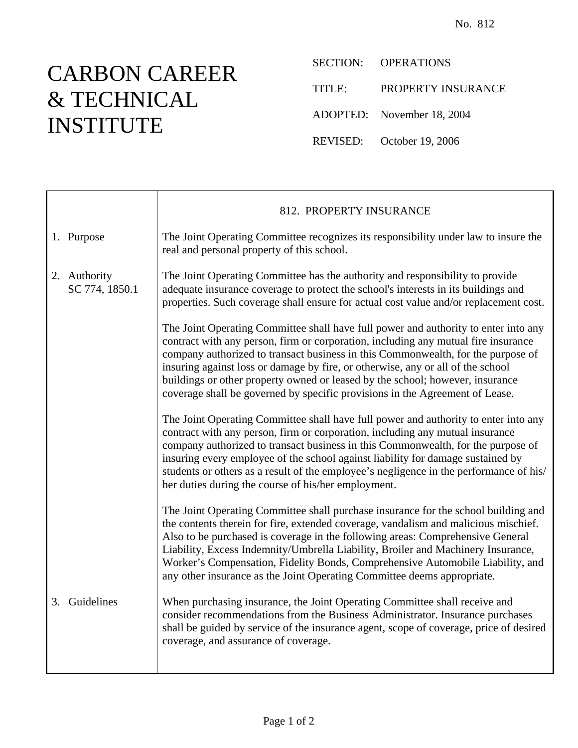No. 812

# CARBON CAREER & TECHNICAL INSTITUTE

SECTION: OPERATIONS

TITLE: PROPERTY INSURANCE

ADOPTED: November 18, 2004

REVISED: October 19, 2006

## 812. PROPERTY INSURANCE

**1. Purpose**

The Joint Operating Committee recognizes its responsibility under law to insure the real and personal property of this school.

**2. Authority**
SC 774, 1850.1

The Joint Operating Committee has the authority and responsibility to provide adequate insurance coverage to protect the school's interests in its buildings and properties. Such coverage shall ensure for actual cost value and/or replacement cost.

The Joint Operating Committee shall have full power and authority to enter into any contract with any person, firm or corporation, including any mutual fire insurance company authorized to transact business in this Commonwealth, for the purpose of insuring against loss or damage by fire, or otherwise, any or all of the school buildings or other property owned or leased by the school; however, insurance coverage shall be governed by specific provisions in the Agreement of Lease.

The Joint Operating Committee shall have full power and authority to enter into any contract with any person, firm or corporation, including any mutual insurance company authorized to transact business in this Commonwealth, for the purpose of insuring every employee of the school against liability for damage sustained by students or others as a result of the employee's negligence in the performance of his/her duties during the course of his/her employment.

The Joint Operating Committee shall purchase insurance for the school building and the contents therein for fire, extended coverage, vandalism and malicious mischief. Also to be purchased is coverage in the following areas: Comprehensive General Liability, Excess Indemnity/Umbrella Liability, Broiler and Machinery Insurance, Worker's Compensation, Fidelity Bonds, Comprehensive Automobile Liability, and any other insurance as the Joint Operating Committee deems appropriate.

**3. Guidelines**

When purchasing insurance, the Joint Operating Committee shall receive and consider recommendations from the Business Administrator. Insurance purchases shall be guided by service of the insurance agent, scope of coverage, price of desired coverage, and assurance of coverage.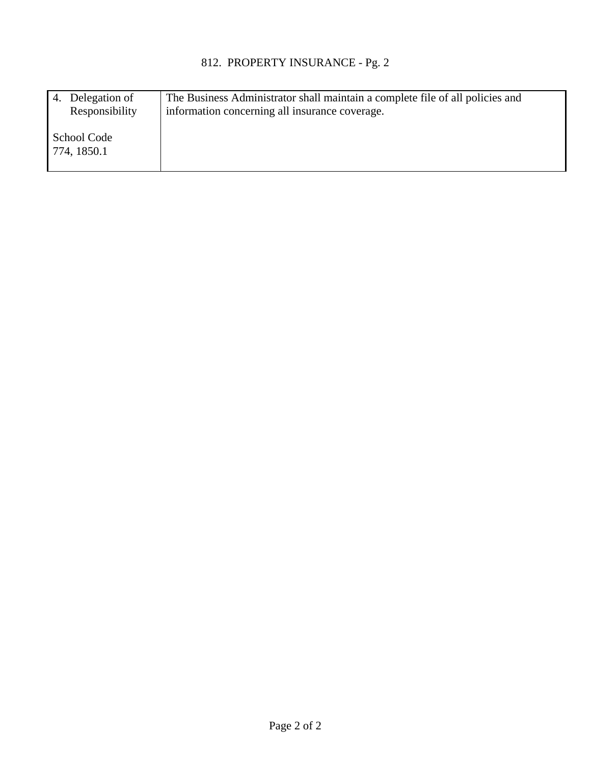| | |
|---|---|
| 4. Delegation of Responsibility<br><br>School Code 774, 1850.1 | The Business Administrator shall maintain a complete file of all policies and information concerning all insurance coverage. |